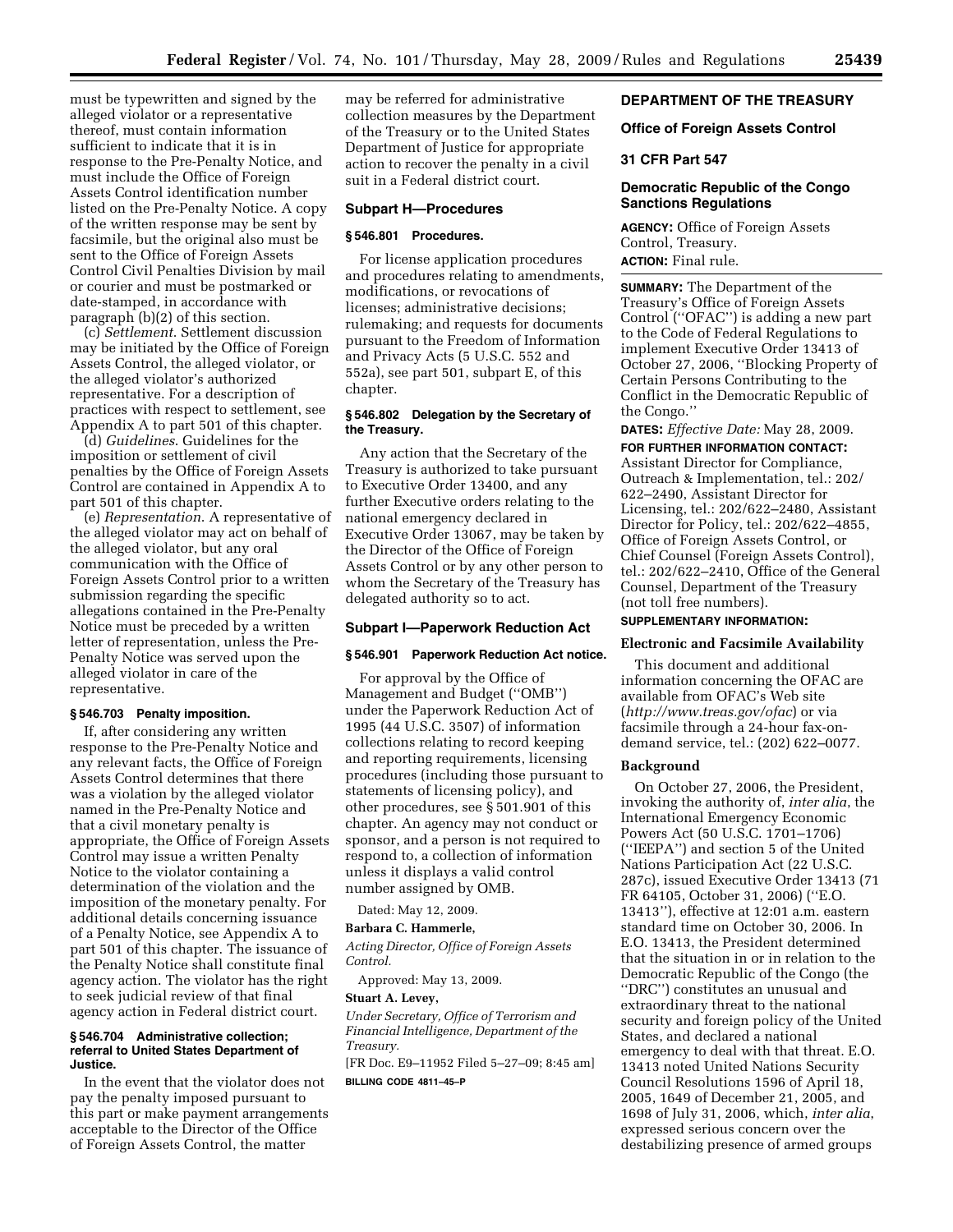must be typewritten and signed by the alleged violator or a representative thereof, must contain information sufficient to indicate that it is in response to the Pre-Penalty Notice, and must include the Office of Foreign Assets Control identification number listed on the Pre-Penalty Notice. A copy of the written response may be sent by facsimile, but the original also must be sent to the Office of Foreign Assets Control Civil Penalties Division by mail or courier and must be postmarked or date-stamped, in accordance with paragraph (b)(2) of this section.

(c) *Settlement.* Settlement discussion may be initiated by the Office of Foreign Assets Control, the alleged violator, or the alleged violator's authorized representative. For a description of practices with respect to settlement, see Appendix A to part 501 of this chapter.

(d) *Guidelines.* Guidelines for the imposition or settlement of civil penalties by the Office of Foreign Assets Control are contained in Appendix A to part 501 of this chapter.

(e) *Representation.* A representative of the alleged violator may act on behalf of the alleged violator, but any oral communication with the Office of Foreign Assets Control prior to a written submission regarding the specific allegations contained in the Pre-Penalty Notice must be preceded by a written letter of representation, unless the Pre-Penalty Notice was served upon the alleged violator in care of the representative.

#### § 546.703 Penalty imposition.

If, after considering any written response to the Pre-Penalty Notice and any relevant facts, the Office of Foreign Assets Control determines that there was a violation by the alleged violator named in the Pre-Penalty Notice and that a civil monetary penalty is appropriate, the Office of Foreign Assets Control may issue a written Penalty Notice to the violator containing a determination of the violation and the imposition of the monetary penalty. For additional details concerning issuance of a Penalty Notice, see Appendix A to part 501 of this chapter. The issuance of the Penalty Notice shall constitute final agency action. The violator has the right to seek judicial review of that final agency action in Federal district court.

#### § 546.704 Administrative collection; referral to United States Department of Justice.

In the event that the violator does not pay the penalty imposed pursuant to this part or make payment arrangements acceptable to the Director of the Office of Foreign Assets Control, the matter may be referred for administrative collection measures by the Department of the Treasury or to the United States Department of Justice for appropriate action to recover the penalty in a civil suit in a Federal district court.

### Subpart H—Procedures

#### § 546.801 Procedures.

For license application procedures and procedures relating to amendments, modifications, or revocations of licenses; administrative decisions; rulemaking; and requests for documents pursuant to the Freedom of Information and Privacy Acts (5 U.S.C. 552 and 552a), see part 501, subpart E, of this chapter.

#### § 546.802 Delegation by the Secretary of the Treasury.

Any action that the Secretary of the Treasury is authorized to take pursuant to Executive Order 13400, and any further Executive orders relating to the national emergency declared in Executive Order 13067, may be taken by the Director of the Office of Foreign Assets Control or by any other person to whom the Secretary of the Treasury has delegated authority so to act.

### Subpart I—Paperwork Reduction Act

#### § 546.901 Paperwork Reduction Act notice.

For approval by the Office of Management and Budget ("OMB") under the Paperwork Reduction Act of 1995 (44 U.S.C. 3507) of information collections relating to record keeping and reporting requirements, licensing procedures (including those pursuant to statements of licensing policy), and other procedures, see § 501.901 of this chapter. An agency may not conduct or sponsor, and a person is not required to respond to, a collection of information unless it displays a valid control number assigned by OMB.

Dated: May 12, 2009.

**Barbara C. Hammerle,**

*Acting Director, Office of Foreign Assets Control.*

Approved: May 13, 2009.

**Stuart A. Levey,**

*Under Secretary, Office of Terrorism and Financial Intelligence, Department of the Treasury.*

[FR Doc. E9–11952 Filed 5–27–09; 8:45 am]

**BILLING CODE 4811–45–P**

## DEPARTMENT OF THE TREASURY

## Office of Foreign Assets Control

## 31 CFR Part 547

## Democratic Republic of the Congo Sanctions Regulations

**AGENCY:** Office of Foreign Assets Control, Treasury.

**ACTION:** Final rule.

**SUMMARY:** The Department of the Treasury's Office of Foreign Assets Control ("OFAC") is adding a new part to the Code of Federal Regulations to implement Executive Order 13413 of October 27, 2006, "Blocking Property of Certain Persons Contributing to the Conflict in the Democratic Republic of the Congo."

**DATES:** *Effective Date:* May 28, 2009.

**FOR FURTHER INFORMATION CONTACT:** Assistant Director for Compliance, Outreach & Implementation, tel.: 202/622–2490, Assistant Director for Licensing, tel.: 202/622–2480, Assistant Director for Policy, tel.: 202/622–4855, Office of Foreign Assets Control, or Chief Counsel (Foreign Assets Control), tel.: 202/622–2410, Office of the General Counsel, Department of the Treasury (not toll free numbers).

**SUPPLEMENTARY INFORMATION:**

### Electronic and Facsimile Availability

This document and additional information concerning the OFAC are available from OFAC's Web site (*http://www.treas.gov/ofac*) or via facsimile through a 24-hour fax-on-demand service, tel.: (202) 622–0077.

### Background

On October 27, 2006, the President, invoking the authority of, *inter alia*, the International Emergency Economic Powers Act (50 U.S.C. 1701–1706) ("IEEPA") and section 5 of the United Nations Participation Act (22 U.S.C. 287c), issued Executive Order 13413 (71 FR 64105, October 31, 2006) ("E.O. 13413"), effective at 12:01 a.m. eastern standard time on October 30, 2006. In E.O. 13413, the President determined that the situation in or in relation to the Democratic Republic of the Congo (the "DRC") constitutes an unusual and extraordinary threat to the national security and foreign policy of the United States, and declared a national emergency to deal with that threat. E.O. 13413 noted United Nations Security Council Resolutions 1596 of April 18, 2005, 1649 of December 21, 2005, and 1698 of July 31, 2006, which, *inter alia*, expressed serious concern over the destabilizing presence of armed groups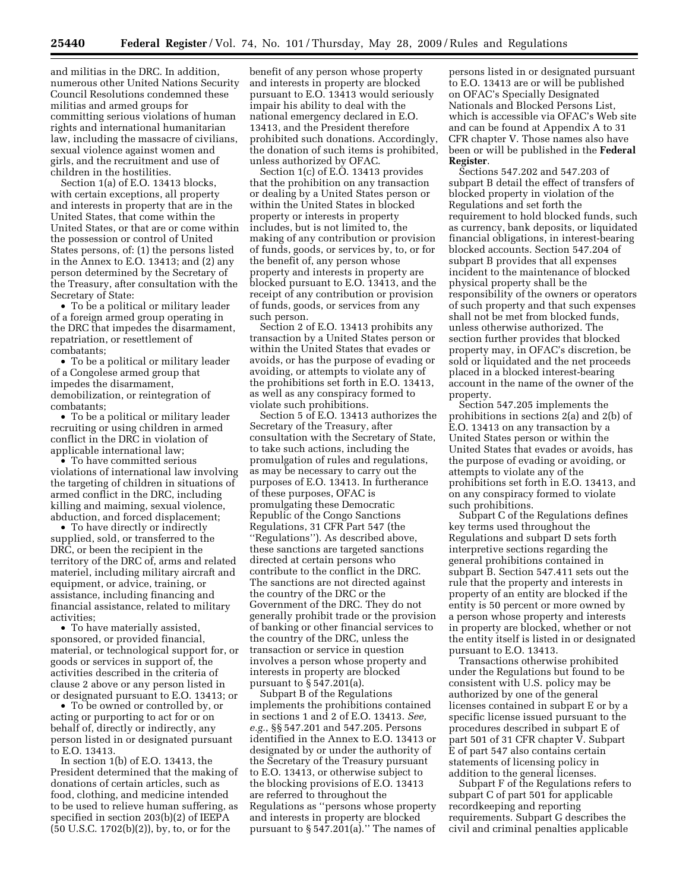and militias in the DRC. In addition, numerous other United Nations Security Council Resolutions condemned these militias and armed groups for committing serious violations of human rights and international humanitarian law, including the massacre of civilians, sexual violence against women and girls, and the recruitment and use of children in the hostilities.

Section 1(a) of E.O. 13413 blocks, with certain exceptions, all property and interests in property that are in the United States, that come within the United States, or that are or come within the possession or control of United States persons, of: (1) the persons listed in the Annex to E.O. 13413; and (2) any person determined by the Secretary of the Treasury, after consultation with the Secretary of State:

- To be a political or military leader of a foreign armed group operating in the DRC that impedes the disarmament, repatriation, or resettlement of combatants;
- To be a political or military leader of a Congolese armed group that impedes the disarmament, demobilization, or reintegration of combatants;
- To be a political or military leader recruiting or using children in armed conflict in the DRC in violation of applicable international law;
- To have committed serious violations of international law involving the targeting of children in situations of armed conflict in the DRC, including killing and maiming, sexual violence, abduction, and forced displacement;
- To have directly or indirectly supplied, sold, or transferred to the DRC, or been the recipient in the territory of the DRC of, arms and related materiel, including military aircraft and equipment, or advice, training, or assistance, including financing and financial assistance, related to military activities;
- To have materially assisted, sponsored, or provided financial, material, or technological support for, or goods or services in support of, the activities described in the criteria of clause 2 above or any person listed in or designated pursuant to E.O. 13413; or
- To be owned or controlled by, or acting or purporting to act for or on behalf of, directly or indirectly, any person listed in or designated pursuant to E.O. 13413.

In section 1(b) of E.O. 13413, the President determined that the making of donations of certain articles, such as food, clothing, and medicine intended to be used to relieve human suffering, as specified in section 203(b)(2) of IEEPA (50 U.S.C. 1702(b)(2)), by, to, or for the benefit of any person whose property and interests in property are blocked pursuant to E.O. 13413 would seriously impair his ability to deal with the national emergency declared in E.O. 13413, and the President therefore prohibited such donations. Accordingly, the donation of such items is prohibited, unless authorized by OFAC.

Section 1(c) of E.O. 13413 provides that the prohibition on any transaction or dealing by a United States person or within the United States in blocked property or interests in property includes, but is not limited to, the making of any contribution or provision of funds, goods, or services by, to, or for the benefit of, any person whose property and interests in property are blocked pursuant to E.O. 13413, and the receipt of any contribution or provision of funds, goods, or services from any such person.

Section 2 of E.O. 13413 prohibits any transaction by a United States person or within the United States that evades or avoids, or has the purpose of evading or avoiding, or attempts to violate any of the prohibitions set forth in E.O. 13413, as well as any conspiracy formed to violate such prohibitions.

Section 5 of E.O. 13413 authorizes the Secretary of the Treasury, after consultation with the Secretary of State, to take such actions, including the promulgation of rules and regulations, as may be necessary to carry out the purposes of E.O. 13413. In furtherance of these purposes, OFAC is promulgating these Democratic Republic of the Congo Sanctions Regulations, 31 CFR Part 547 (the "Regulations"). As described above, these sanctions are targeted sanctions directed at certain persons who contribute to the conflict in the DRC. The sanctions are not directed against the country of the DRC or the Government of the DRC. They do not generally prohibit trade or the provision of banking or other financial services to the country of the DRC, unless the transaction or service in question involves a person whose property and interests in property are blocked pursuant to § 547.201(a).

Subpart B of the Regulations implements the prohibitions contained in sections 1 and 2 of E.O. 13413. *See, e.g.*, §§ 547.201 and 547.205. Persons identified in the Annex to E.O. 13413 or designated by or under the authority of the Secretary of the Treasury pursuant to E.O. 13413, or otherwise subject to the blocking provisions of E.O. 13413 are referred to throughout the Regulations as "persons whose property and interests in property are blocked pursuant to § 547.201(a)." The names of persons listed in or designated pursuant to E.O. 13413 are or will be published on OFAC's Specially Designated Nationals and Blocked Persons List, which is accessible via OFAC's Web site and can be found at Appendix A to 31 CFR chapter V. Those names also have been or will be published in the **Federal Register**.

Sections 547.202 and 547.203 of subpart B detail the effect of transfers of blocked property in violation of the Regulations and set forth the requirement to hold blocked funds, such as currency, bank deposits, or liquidated financial obligations, in interest-bearing blocked accounts. Section 547.204 of subpart B provides that all expenses incident to the maintenance of blocked physical property shall be the responsibility of the owners or operators of such property and that such expenses shall not be met from blocked funds, unless otherwise authorized. The section further provides that blocked property may, in OFAC's discretion, be sold or liquidated and the net proceeds placed in a blocked interest-bearing account in the name of the owner of the property.

Section 547.205 implements the prohibitions in sections 2(a) and 2(b) of E.O. 13413 on any transaction by a United States person or within the United States that evades or avoids, has the purpose of evading or avoiding, or attempts to violate any of the prohibitions set forth in E.O. 13413, and on any conspiracy formed to violate such prohibitions.

Subpart C of the Regulations defines key terms used throughout the Regulations and subpart D sets forth interpretive sections regarding the general prohibitions contained in subpart B. Section 547.411 sets out the rule that the property and interests in property of an entity are blocked if the entity is 50 percent or more owned by a person whose property and interests in property are blocked, whether or not the entity itself is listed in or designated pursuant to E.O. 13413.

Transactions otherwise prohibited under the Regulations but found to be consistent with U.S. policy may be authorized by one of the general licenses contained in subpart E or by a specific license issued pursuant to the procedures described in subpart E of part 501 of 31 CFR chapter V. Subpart E of part 547 also contains certain statements of licensing policy in addition to the general licenses.

Subpart F of the Regulations refers to subpart C of part 501 for applicable recordkeeping and reporting requirements. Subpart G describes the civil and criminal penalties applicable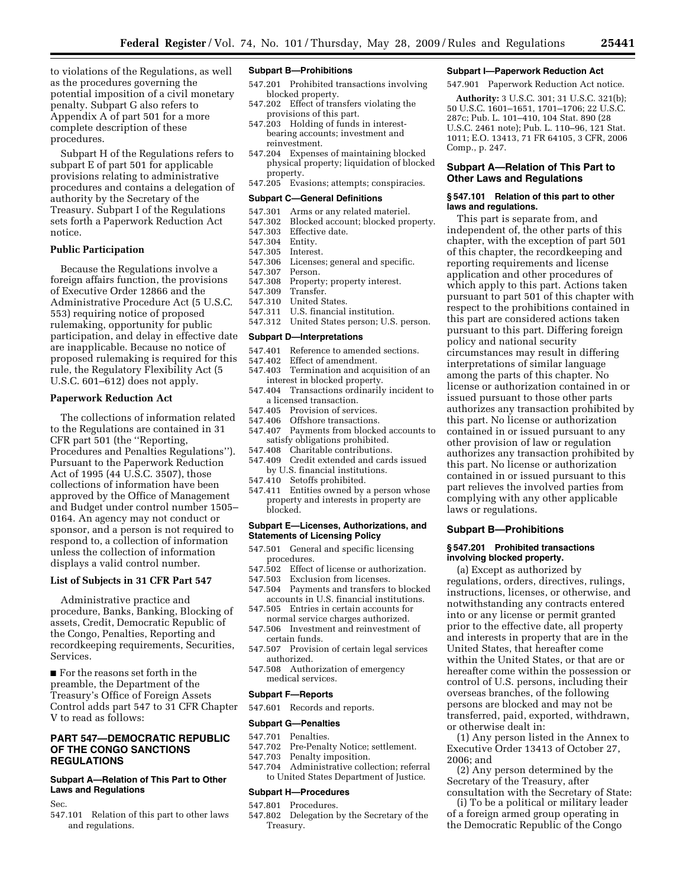to violations of the Regulations, as well as the procedures governing the potential imposition of a civil monetary penalty. Subpart G also refers to Appendix A of part 501 for a more complete description of these procedures.

Subpart H of the Regulations refers to subpart E of part 501 for applicable provisions relating to administrative procedures and contains a delegation of authority by the Secretary of the Treasury. Subpart I of the Regulations sets forth a Paperwork Reduction Act notice.

### Public Participation

Because the Regulations involve a foreign affairs function, the provisions of Executive Order 12866 and the Administrative Procedure Act (5 U.S.C. 553) requiring notice of proposed rulemaking, opportunity for public participation, and delay in effective date are inapplicable. Because no notice of proposed rulemaking is required for this rule, the Regulatory Flexibility Act (5 U.S.C. 601–612) does not apply.

### Paperwork Reduction Act

The collections of information related to the Regulations are contained in 31 CFR part 501 (the ''Reporting, Procedures and Penalties Regulations''). Pursuant to the Paperwork Reduction Act of 1995 (44 U.S.C. 3507), those collections of information have been approved by the Office of Management and Budget under control number 1505–0164. An agency may not conduct or sponsor, and a person is not required to respond to, a collection of information unless the collection of information displays a valid control number.

### List of Subjects in 31 CFR Part 547

Administrative practice and procedure, Banks, Banking, Blocking of assets, Credit, Democratic Republic of the Congo, Penalties, Reporting and recordkeeping requirements, Securities, Services.

■ For the reasons set forth in the preamble, the Department of the Treasury's Office of Foreign Assets Control adds part 547 to 31 CFR Chapter V to read as follows:

## PART 547—DEMOCRATIC REPUBLIC OF THE CONGO SANCTIONS REGULATIONS

#### Subpart A—Relation of This Part to Other Laws and Regulations

Sec.

547.101 Relation of this part to other laws and regulations.

#### Subpart B—Prohibitions

547.201 Prohibited transactions involving blocked property.
547.202 Effect of transfers violating the provisions of this part.
547.203 Holding of funds in interest-bearing accounts; investment and reinvestment.
547.204 Expenses of maintaining blocked physical property; liquidation of blocked property.
547.205 Evasions; attempts; conspiracies.

#### Subpart C—General Definitions

547.301 Arms or any related materiel.
547.302 Blocked account; blocked property.
547.303 Effective date.
547.304 Entity.
547.305 Interest.
547.306 Licenses; general and specific.
547.307 Person.
547.308 Property; property interest.
547.309 Transfer.
547.310 United States.
547.311 U.S. financial institution.
547.312 United States person; U.S. person.

#### Subpart D—Interpretations

547.401 Reference to amended sections.
547.402 Effect of amendment.
547.403 Termination and acquisition of an interest in blocked property.
547.404 Transactions ordinarily incident to a licensed transaction.
547.405 Provision of services.
547.406 Offshore transactions.
547.407 Payments from blocked accounts to satisfy obligations prohibited.
547.408 Charitable contributions.
547.409 Credit extended and cards issued by U.S. financial institutions.
547.410 Setoffs prohibited.
547.411 Entities owned by a person whose property and interests in property are blocked.

#### Subpart E—Licenses, Authorizations, and Statements of Licensing Policy

547.501 General and specific licensing procedures.
547.502 Effect of license or authorization.
547.503 Exclusion from licenses.
547.504 Payments and transfers to blocked accounts in U.S. financial institutions.
547.505 Entries in certain accounts for normal service charges authorized.
547.506 Investment and reinvestment of certain funds.
547.507 Provision of certain legal services authorized.
547.508 Authorization of emergency medical services.

#### Subpart F—Reports

547.601 Records and reports.

#### Subpart G—Penalties

547.701 Penalties.
547.702 Pre-Penalty Notice; settlement.
547.703 Penalty imposition.
547.704 Administrative collection; referral to United States Department of Justice.

#### Subpart H—Procedures

547.801 Procedures.
547.802 Delegation by the Secretary of the Treasury.

#### Subpart I—Paperwork Reduction Act

547.901 Paperwork Reduction Act notice.

**Authority:** 3 U.S.C. 301; 31 U.S.C. 321(b); 50 U.S.C. 1601–1651, 1701–1706; 22 U.S.C. 287c; Pub. L. 101–410, 104 Stat. 890 (28 U.S.C. 2461 note); Pub. L. 110–96, 121 Stat. 1011; E.O. 13413, 71 FR 64105, 3 CFR, 2006 Comp., p. 247.

### Subpart A—Relation of This Part to Other Laws and Regulations

#### § 547.101 Relation of this part to other laws and regulations.

This part is separate from, and independent of, the other parts of this chapter, with the exception of part 501 of this chapter, the recordkeeping and reporting requirements and license application and other procedures of which apply to this part. Actions taken pursuant to part 501 of this chapter with respect to the prohibitions contained in this part are considered actions taken pursuant to this part. Differing foreign policy and national security circumstances may result in differing interpretations of similar language among the parts of this chapter. No license or authorization contained in or issued pursuant to those other parts authorizes any transaction prohibited by this part. No license or authorization contained in or issued pursuant to any other provision of law or regulation authorizes any transaction prohibited by this part. No license or authorization contained in or issued pursuant to this part relieves the involved parties from complying with any other applicable laws or regulations.

### Subpart B—Prohibitions

#### § 547.201 Prohibited transactions involving blocked property.

(a) Except as authorized by regulations, orders, directives, rulings, instructions, licenses, or otherwise, and notwithstanding any contracts entered into or any license or permit granted prior to the effective date, all property and interests in property that are in the United States, that hereafter come within the United States, or that are or hereafter come within the possession or control of U.S. persons, including their overseas branches, of the following persons are blocked and may not be transferred, paid, exported, withdrawn, or otherwise dealt in:

(1) Any person listed in the Annex to Executive Order 13413 of October 27, 2006; and

(2) Any person determined by the Secretary of the Treasury, after consultation with the Secretary of State:

(i) To be a political or military leader of a foreign armed group operating in the Democratic Republic of the Congo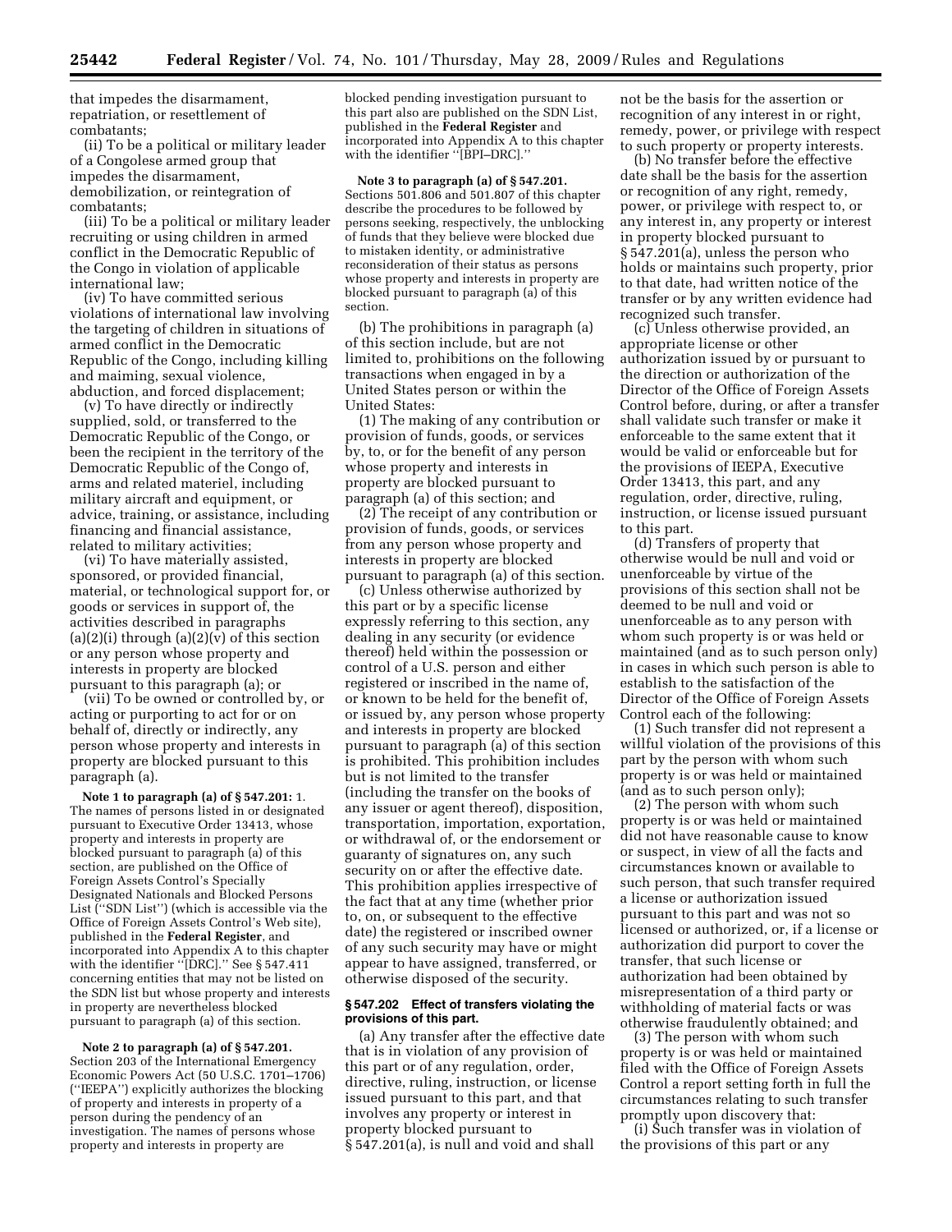that impedes the disarmament, repatriation, or resettlement of combatants;

(ii) To be a political or military leader of a Congolese armed group that impedes the disarmament, demobilization, or reintegration of combatants;

(iii) To be a political or military leader recruiting or using children in armed conflict in the Democratic Republic of the Congo in violation of applicable international law;

(iv) To have committed serious violations of international law involving the targeting of children in situations of armed conflict in the Democratic Republic of the Congo, including killing and maiming, sexual violence, abduction, and forced displacement;

(v) To have directly or indirectly supplied, sold, or transferred to the Democratic Republic of the Congo, or been the recipient in the territory of the Democratic Republic of the Congo of, arms and related materiel, including military aircraft and equipment, or advice, training, or assistance, including financing and financial assistance, related to military activities;

(vi) To have materially assisted, sponsored, or provided financial, material, or technological support for, or goods or services in support of, the activities described in paragraphs (a)(2)(i) through (a)(2)(v) of this section or any person whose property and interests in property are blocked pursuant to this paragraph (a); or

(vii) To be owned or controlled by, or acting or purporting to act for or on behalf of, directly or indirectly, any person whose property and interests in property are blocked pursuant to this paragraph (a).

**Note 1 to paragraph (a) of § 547.201:** 1. The names of persons listed in or designated pursuant to Executive Order 13413, whose property and interests in property are blocked pursuant to paragraph (a) of this section, are published on the Office of Foreign Assets Control's Specially Designated Nationals and Blocked Persons List ("SDN List") (which is accessible via the Office of Foreign Assets Control's Web site), published in the **Federal Register**, and incorporated into Appendix A to this chapter with the identifier "[DRC]." See § 547.411 concerning entities that may not be listed on the SDN list but whose property and interests in property are nevertheless blocked pursuant to paragraph (a) of this section.

**Note 2 to paragraph (a) of § 547.201.** Section 203 of the International Emergency Economic Powers Act (50 U.S.C. 1701–1706) ("IEEPA") explicitly authorizes the blocking of property and interests in property of a person during the pendency of an investigation. The names of persons whose property and interests in property are blocked pending investigation pursuant to this part also are published on the SDN List, published in the **Federal Register** and incorporated into Appendix A to this chapter with the identifier "[BPI–DRC]."

**Note 3 to paragraph (a) of § 547.201.** Sections 501.806 and 501.807 of this chapter describe the procedures to be followed by persons seeking, respectively, the unblocking of funds that they believe were blocked due to mistaken identity, or administrative reconsideration of their status as persons whose property and interests in property are blocked pursuant to paragraph (a) of this section.

(b) The prohibitions in paragraph (a) of this section include, but are not limited to, prohibitions on the following transactions when engaged in by a United States person or within the United States:

(1) The making of any contribution or provision of funds, goods, or services by, to, or for the benefit of any person whose property and interests in property are blocked pursuant to paragraph (a) of this section; and

(2) The receipt of any contribution or provision of funds, goods, or services from any person whose property and interests in property are blocked pursuant to paragraph (a) of this section.

(c) Unless otherwise authorized by this part or by a specific license expressly referring to this section, any dealing in any security (or evidence thereof) held within the possession or control of a U.S. person and either registered or inscribed in the name of, or known to be held for the benefit of, or issued by, any person whose property and interests in property are blocked pursuant to paragraph (a) of this section is prohibited. This prohibition includes but is not limited to the transfer (including the transfer on the books of any issuer or agent thereof), disposition, transportation, importation, exportation, or withdrawal of, or the endorsement or guaranty of signatures on, any such security on or after the effective date. This prohibition applies irrespective of the fact that at any time (whether prior to, on, or subsequent to the effective date) the registered or inscribed owner of any such security may have or might appear to have assigned, transferred, or otherwise disposed of the security.

### § 547.202 Effect of transfers violating the provisions of this part.

(a) Any transfer after the effective date that is in violation of any provision of this part or of any regulation, order, directive, ruling, instruction, or license issued pursuant to this part, and that involves any property or interest in property blocked pursuant to § 547.201(a), is null and void and shall not be the basis for the assertion or recognition of any interest in or right, remedy, power, or privilege with respect to such property or property interests.

(b) No transfer before the effective date shall be the basis for the assertion or recognition of any right, remedy, power, or privilege with respect to, or any interest in, any property or interest in property blocked pursuant to § 547.201(a), unless the person who holds or maintains such property, prior to that date, had written notice of the transfer or by any written evidence had recognized such transfer.

(c) Unless otherwise provided, an appropriate license or other authorization issued by or pursuant to the direction or authorization of the Director of the Office of Foreign Assets Control before, during, or after a transfer shall validate such transfer or make it enforceable to the same extent that it would be valid or enforceable but for the provisions of IEEPA, Executive Order 13413, this part, and any regulation, order, directive, ruling, instruction, or license issued pursuant to this part.

(d) Transfers of property that otherwise would be null and void or unenforceable by virtue of the provisions of this section shall not be deemed to be null and void or unenforceable as to any person with whom such property is or was held or maintained (and as to such person only) in cases in which such person is able to establish to the satisfaction of the Director of the Office of Foreign Assets Control each of the following:

(1) Such transfer did not represent a willful violation of the provisions of this part by the person with whom such property is or was held or maintained (and as to such person only);

(2) The person with whom such property is or was held or maintained did not have reasonable cause to know or suspect, in view of all the facts and circumstances known or available to such person, that such transfer required a license or authorization issued pursuant to this part and was not so licensed or authorized, or, if a license or authorization did purport to cover the transfer, that such license or authorization had been obtained by misrepresentation of a third party or withholding of material facts or was otherwise fraudulently obtained; and

(3) The person with whom such property is or was held or maintained filed with the Office of Foreign Assets Control a report setting forth in full the circumstances relating to such transfer promptly upon discovery that:

(i) Such transfer was in violation of the provisions of this part or any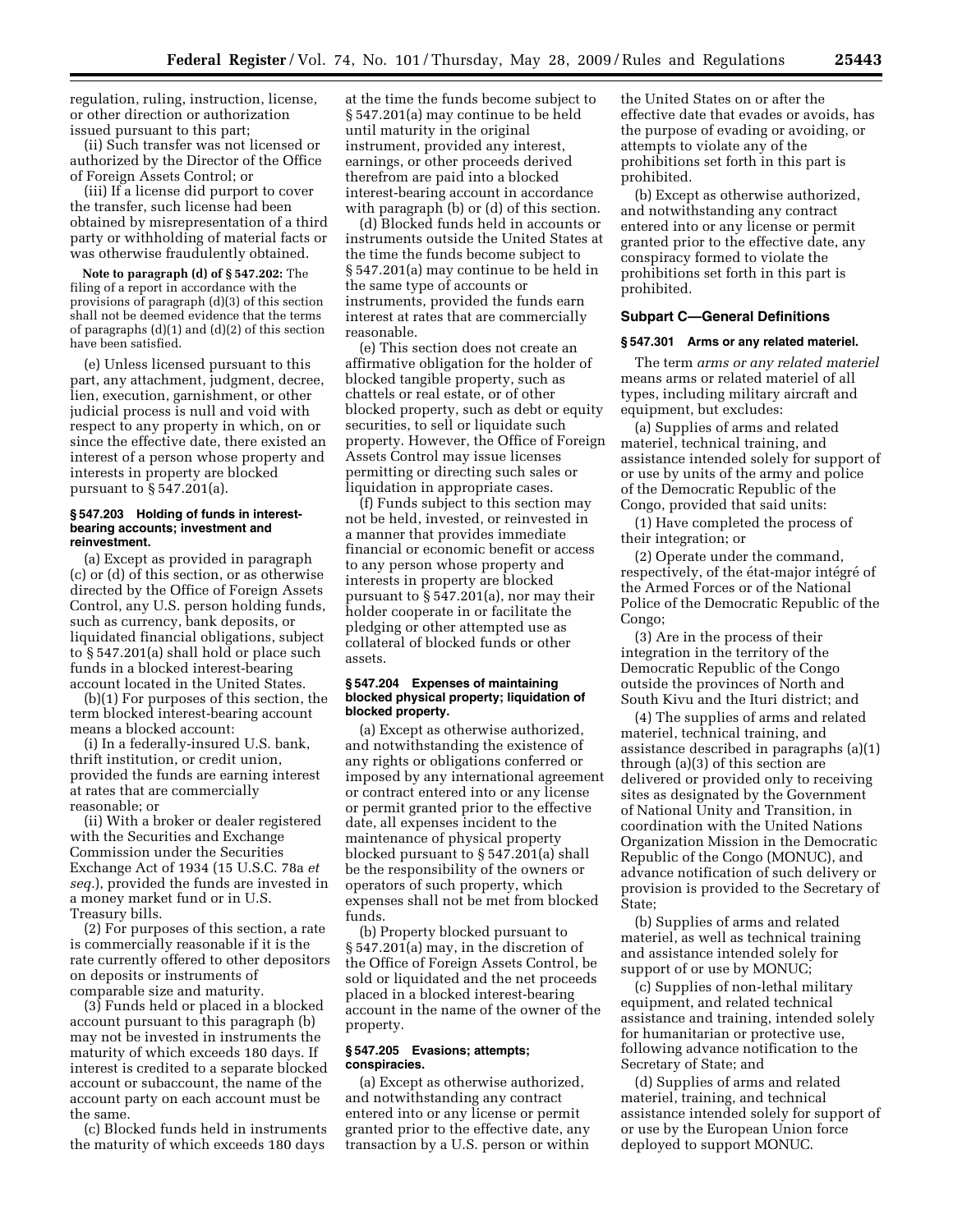regulation, ruling, instruction, license, or other direction or authorization issued pursuant to this part;

(ii) Such transfer was not licensed or authorized by the Director of the Office of Foreign Assets Control; or

(iii) If a license did purport to cover the transfer, such license had been obtained by misrepresentation of a third party or withholding of material facts or was otherwise fraudulently obtained.

**Note to paragraph (d) of § 547.202:** The filing of a report in accordance with the provisions of paragraph (d)(3) of this section shall not be deemed evidence that the terms of paragraphs (d)(1) and (d)(2) of this section have been satisfied.

(e) Unless licensed pursuant to this part, any attachment, judgment, decree, lien, execution, garnishment, or other judicial process is null and void with respect to any property in which, on or since the effective date, there existed an interest of a person whose property and interests in property are blocked pursuant to § 547.201(a).

#### § 547.203 Holding of funds in interest-bearing accounts; investment and reinvestment.

(a) Except as provided in paragraph (c) or (d) of this section, or as otherwise directed by the Office of Foreign Assets Control, any U.S. person holding funds, such as currency, bank deposits, or liquidated financial obligations, subject to § 547.201(a) shall hold or place such funds in a blocked interest-bearing account located in the United States.

(b)(1) For purposes of this section, the term blocked interest-bearing account means a blocked account:

(i) In a federally-insured U.S. bank, thrift institution, or credit union, provided the funds are earning interest at rates that are commercially reasonable; or

(ii) With a broker or dealer registered with the Securities and Exchange Commission under the Securities Exchange Act of 1934 (15 U.S.C. 78a *et seq.*), provided the funds are invested in a money market fund or in U.S. Treasury bills.

(2) For purposes of this section, a rate is commercially reasonable if it is the rate currently offered to other depositors on deposits or instruments of comparable size and maturity.

(3) Funds held or placed in a blocked account pursuant to this paragraph (b) may not be invested in instruments the maturity of which exceeds 180 days. If interest is credited to a separate blocked account or subaccount, the name of the account party on each account must be the same.

(c) Blocked funds held in instruments the maturity of which exceeds 180 days at the time the funds become subject to § 547.201(a) may continue to be held until maturity in the original instrument, provided any interest, earnings, or other proceeds derived therefrom are paid into a blocked interest-bearing account in accordance with paragraph (b) or (d) of this section.

(d) Blocked funds held in accounts or instruments outside the United States at the time the funds become subject to § 547.201(a) may continue to be held in the same type of accounts or instruments, provided the funds earn interest at rates that are commercially reasonable.

(e) This section does not create an affirmative obligation for the holder of blocked tangible property, such as chattels or real estate, or of other blocked property, such as debt or equity securities, to sell or liquidate such property. However, the Office of Foreign Assets Control may issue licenses permitting or directing such sales or liquidation in appropriate cases.

(f) Funds subject to this section may not be held, invested, or reinvested in a manner that provides immediate financial or economic benefit or access to any person whose property and interests in property are blocked pursuant to § 547.201(a), nor may their holder cooperate in or facilitate the pledging or other attempted use as collateral of blocked funds or other assets.

#### § 547.204 Expenses of maintaining blocked physical property; liquidation of blocked property.

(a) Except as otherwise authorized, and notwithstanding the existence of any rights or obligations conferred or imposed by any international agreement or contract entered into or any license or permit granted prior to the effective date, all expenses incident to the maintenance of physical property blocked pursuant to § 547.201(a) shall be the responsibility of the owners or operators of such property, which expenses shall not be met from blocked funds.

(b) Property blocked pursuant to § 547.201(a) may, in the discretion of the Office of Foreign Assets Control, be sold or liquidated and the net proceeds placed in a blocked interest-bearing account in the name of the owner of the property.

#### § 547.205 Evasions; attempts; conspiracies.

(a) Except as otherwise authorized, and notwithstanding any contract entered into or any license or permit granted prior to the effective date, any transaction by a U.S. person or within the United States on or after the effective date that evades or avoids, has the purpose of evading or avoiding, or attempts to violate any of the prohibitions set forth in this part is prohibited.

(b) Except as otherwise authorized, and notwithstanding any contract entered into or any license or permit granted prior to the effective date, any conspiracy formed to violate the prohibitions set forth in this part is prohibited.

### Subpart C—General Definitions

#### § 547.301 Arms or any related materiel.

The term *arms or any related materiel* means arms or related materiel of all types, including military aircraft and equipment, but excludes:

(a) Supplies of arms and related materiel, technical training, and assistance intended solely for support of or use by units of the army and police of the Democratic Republic of the Congo, provided that said units:

(1) Have completed the process of their integration; or

(2) Operate under the command, respectively, of the état-major intégré of the Armed Forces or of the National Police of the Democratic Republic of the Congo;

(3) Are in the process of their integration in the territory of the Democratic Republic of the Congo outside the provinces of North and South Kivu and the Ituri district; and

(4) The supplies of arms and related materiel, technical training, and assistance described in paragraphs (a)(1) through (a)(3) of this section are delivered or provided only to receiving sites as designated by the Government of National Unity and Transition, in coordination with the United Nations Organization Mission in the Democratic Republic of the Congo (MONUC), and advance notification of such delivery or provision is provided to the Secretary of State;

(b) Supplies of arms and related materiel, as well as technical training and assistance intended solely for support of or use by MONUC;

(c) Supplies of non-lethal military equipment, and related technical assistance and training, intended solely for humanitarian or protective use, following advance notification to the Secretary of State; and

(d) Supplies of arms and related materiel, training, and technical assistance intended solely for support of or use by the European Union force deployed to support MONUC.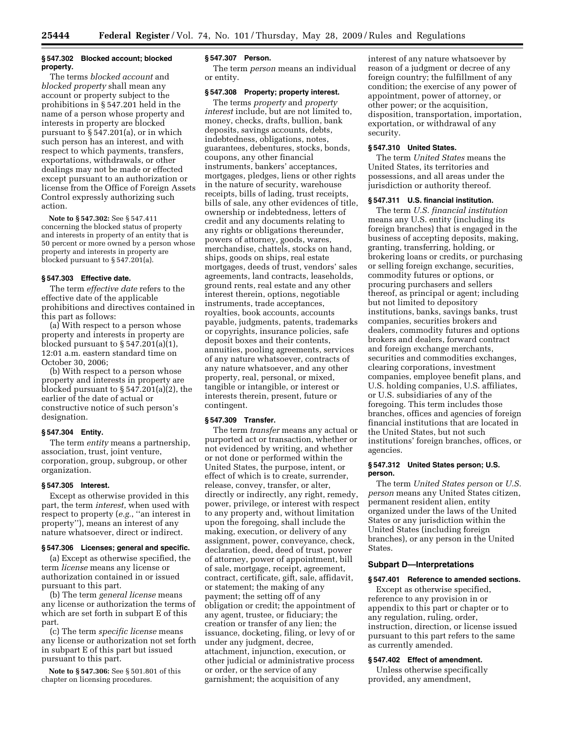### § 547.302 Blocked account; blocked property.

The terms *blocked account* and *blocked property* shall mean any account or property subject to the prohibitions in § 547.201 held in the name of a person whose property and interests in property are blocked pursuant to § 547.201(a), or in which such person has an interest, and with respect to which payments, transfers, exportations, withdrawals, or other dealings may not be made or effected except pursuant to an authorization or license from the Office of Foreign Assets Control expressly authorizing such action.

**Note to § 547.302:** See § 547.411 concerning the blocked status of property and interests in property of an entity that is 50 percent or more owned by a person whose property and interests in property are blocked pursuant to § 547.201(a).

### § 547.303 Effective date.

The term *effective date* refers to the effective date of the applicable prohibitions and directives contained in this part as follows:

(a) With respect to a person whose property and interests in property are blocked pursuant to § 547.201(a)(1), 12:01 a.m. eastern standard time on October 30, 2006;

(b) With respect to a person whose property and interests in property are blocked pursuant to § 547.201(a)(2), the earlier of the date of actual or constructive notice of such person's designation.

### § 547.304 Entity.

The term *entity* means a partnership, association, trust, joint venture, corporation, group, subgroup, or other organization.

### § 547.305 Interest.

Except as otherwise provided in this part, the term *interest*, when used with respect to property (*e.g.*, ''an interest in property''), means an interest of any nature whatsoever, direct or indirect.

### § 547.306 Licenses; general and specific.

(a) Except as otherwise specified, the term *license* means any license or authorization contained in or issued pursuant to this part.

(b) The term *general license* means any license or authorization the terms of which are set forth in subpart E of this part.

(c) The term *specific license* means any license or authorization not set forth in subpart E of this part but issued pursuant to this part.

**Note to § 547.306:** See § 501.801 of this chapter on licensing procedures.

### § 547.307 Person.

The term *person* means an individual or entity.

### § 547.308 Property; property interest.

The terms *property* and *property interest* include, but are not limited to, money, checks, drafts, bullion, bank deposits, savings accounts, debts, indebtedness, obligations, notes, guarantees, debentures, stocks, bonds, coupons, any other financial instruments, bankers' acceptances, mortgages, pledges, liens or other rights in the nature of security, warehouse receipts, bills of lading, trust receipts, bills of sale, any other evidences of title, ownership or indebtedness, letters of credit and any documents relating to any rights or obligations thereunder, powers of attorney, goods, wares, merchandise, chattels, stocks on hand, ships, goods on ships, real estate mortgages, deeds of trust, vendors' sales agreements, land contracts, leaseholds, ground rents, real estate and any other interest therein, options, negotiable instruments, trade acceptances, royalties, book accounts, accounts payable, judgments, patents, trademarks or copyrights, insurance policies, safe deposit boxes and their contents, annuities, pooling agreements, services of any nature whatsoever, contracts of any nature whatsoever, and any other property, real, personal, or mixed, tangible or intangible, or interest or interests therein, present, future or contingent.

### § 547.309 Transfer.

The term *transfer* means any actual or purported act or transaction, whether or not evidenced by writing, and whether or not done or performed within the United States, the purpose, intent, or effect of which is to create, surrender, release, convey, transfer, or alter, directly or indirectly, any right, remedy, power, privilege, or interest with respect to any property and, without limitation upon the foregoing, shall include the making, execution, or delivery of any assignment, power, conveyance, check, declaration, deed, deed of trust, power of attorney, power of appointment, bill of sale, mortgage, receipt, agreement, contract, certificate, gift, sale, affidavit, or statement; the making of any payment; the setting off of any obligation or credit; the appointment of any agent, trustee, or fiduciary; the creation or transfer of any lien; the issuance, docketing, filing, or levy of or under any judgment, decree, attachment, injunction, execution, or other judicial or administrative process or order, or the service of any garnishment; the acquisition of any interest of any nature whatsoever by reason of a judgment or decree of any foreign country; the fulfillment of any condition; the exercise of any power of appointment, power of attorney, or other power; or the acquisition, disposition, transportation, importation, exportation, or withdrawal of any security.

### § 547.310 United States.

The term *United States* means the United States, its territories and possessions, and all areas under the jurisdiction or authority thereof.

### § 547.311 U.S. financial institution.

The term *U.S. financial institution* means any U.S. entity (including its foreign branches) that is engaged in the business of accepting deposits, making, granting, transferring, holding, or brokering loans or credits, or purchasing or selling foreign exchange, securities, commodity futures or options, or procuring purchasers and sellers thereof, as principal or agent; including but not limited to depository institutions, banks, savings banks, trust companies, securities brokers and dealers, commodity futures and options brokers and dealers, forward contract and foreign exchange merchants, securities and commodities exchanges, clearing corporations, investment companies, employee benefit plans, and U.S. holding companies, U.S. affiliates, or U.S. subsidiaries of any of the foregoing. This term includes those branches, offices and agencies of foreign financial institutions that are located in the United States, but not such institutions' foreign branches, offices, or agencies.

### § 547.312 United States person; U.S. person.

The term *United States person* or *U.S. person* means any United States citizen, permanent resident alien, entity organized under the laws of the United States or any jurisdiction within the United States (including foreign branches), or any person in the United States.

## Subpart D—Interpretations

### § 547.401 Reference to amended sections.

Except as otherwise specified, reference to any provision in or appendix to this part or chapter or to any regulation, ruling, order, instruction, direction, or license issued pursuant to this part refers to the same as currently amended.

### § 547.402 Effect of amendment.

Unless otherwise specifically provided, any amendment,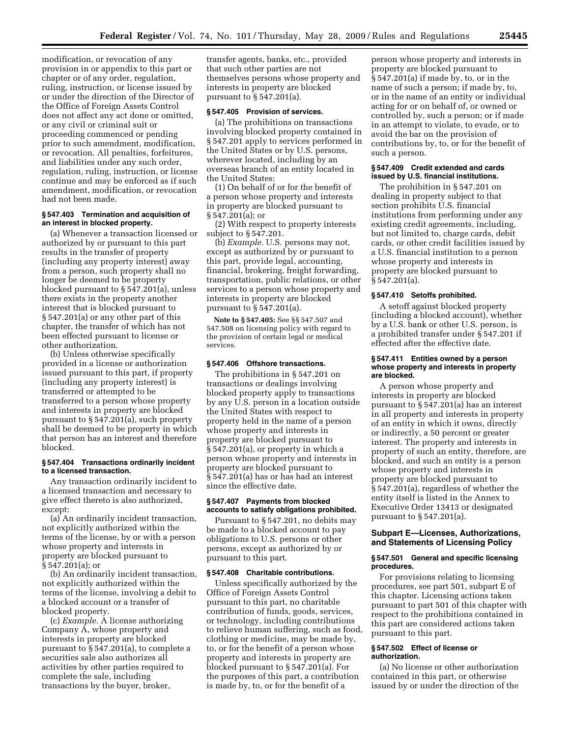modification, or revocation of any provision in or appendix to this part or chapter or of any order, regulation, ruling, instruction, or license issued by or under the direction of the Director of the Office of Foreign Assets Control does not affect any act done or omitted, or any civil or criminal suit or proceeding commenced or pending prior to such amendment, modification, or revocation. All penalties, forfeitures, and liabilities under any such order, regulation, ruling, instruction, or license continue and may be enforced as if such amendment, modification, or revocation had not been made.

### § 547.403 Termination and acquisition of an interest in blocked property.

(a) Whenever a transaction licensed or authorized by or pursuant to this part results in the transfer of property (including any property interest) away from a person, such property shall no longer be deemed to be property blocked pursuant to § 547.201(a), unless there exists in the property another interest that is blocked pursuant to § 547.201(a) or any other part of this chapter, the transfer of which has not been effected pursuant to license or other authorization.

(b) Unless otherwise specifically provided in a license or authorization issued pursuant to this part, if property (including any property interest) is transferred or attempted to be transferred to a person whose property and interests in property are blocked pursuant to § 547.201(a), such property shall be deemed to be property in which that person has an interest and therefore blocked.

### § 547.404 Transactions ordinarily incident to a licensed transaction.

Any transaction ordinarily incident to a licensed transaction and necessary to give effect thereto is also authorized, except:

(a) An ordinarily incident transaction, not explicitly authorized within the terms of the license, by or with a person whose property and interests in property are blocked pursuant to § 547.201(a); or

(b) An ordinarily incident transaction, not explicitly authorized within the terms of the license, involving a debit to a blocked account or a transfer of blocked property.

(c) *Example.* A license authorizing Company A, whose property and interests in property are blocked pursuant to § 547.201(a), to complete a securities sale also authorizes all activities by other parties required to complete the sale, including transactions by the buyer, broker, transfer agents, banks, etc., provided that such other parties are not themselves persons whose property and interests in property are blocked pursuant to § 547.201(a).

### § 547.405 Provision of services.

(a) The prohibitions on transactions involving blocked property contained in § 547.201 apply to services performed in the United States or by U.S. persons, wherever located, including by an overseas branch of an entity located in the United States:

(1) On behalf of or for the benefit of a person whose property and interests in property are blocked pursuant to § 547.201(a); or

(2) With respect to property interests subject to § 547.201.

(b) *Example.* U.S. persons may not, except as authorized by or pursuant to this part, provide legal, accounting, financial, brokering, freight forwarding, transportation, public relations, or other services to a person whose property and interests in property are blocked pursuant to § 547.201(a).

**Note to § 547.405:** See §§ 547.507 and 547.508 on licensing policy with regard to the provision of certain legal or medical services.

### § 547.406 Offshore transactions.

The prohibitions in § 547.201 on transactions or dealings involving blocked property apply to transactions by any U.S. person in a location outside the United States with respect to property held in the name of a person whose property and interests in property are blocked pursuant to § 547.201(a), or property in which a person whose property and interests in property are blocked pursuant to § 547.201(a) has or has had an interest since the effective date.

### § 547.407 Payments from blocked accounts to satisfy obligations prohibited.

Pursuant to § 547.201, no debits may be made to a blocked account to pay obligations to U.S. persons or other persons, except as authorized by or pursuant to this part.

### § 547.408 Charitable contributions.

Unless specifically authorized by the Office of Foreign Assets Control pursuant to this part, no charitable contribution of funds, goods, services, or technology, including contributions to relieve human suffering, such as food, clothing or medicine, may be made by, to, or for the benefit of a person whose property and interests in property are blocked pursuant to § 547.201(a). For the purposes of this part, a contribution is made by, to, or for the benefit of a person whose property and interests in property are blocked pursuant to § 547.201(a) if made by, to, or in the name of such a person; if made by, to, or in the name of an entity or individual acting for or on behalf of, or owned or controlled by, such a person; or if made in an attempt to violate, to evade, or to avoid the bar on the provision of contributions by, to, or for the benefit of such a person.

### § 547.409 Credit extended and cards issued by U.S. financial institutions.

The prohibition in § 547.201 on dealing in property subject to that section prohibits U.S. financial institutions from performing under any existing credit agreements, including, but not limited to, charge cards, debit cards, or other credit facilities issued by a U.S. financial institution to a person whose property and interests in property are blocked pursuant to § 547.201(a).

### § 547.410 Setoffs prohibited.

A setoff against blocked property (including a blocked account), whether by a U.S. bank or other U.S. person, is a prohibited transfer under § 547.201 if effected after the effective date.

### § 547.411 Entities owned by a person whose property and interests in property are blocked.

A person whose property and interests in property are blocked pursuant to § 547.201(a) has an interest in all property and interests in property of an entity in which it owns, directly or indirectly, a 50 percent or greater interest. The property and interests in property of such an entity, therefore, are blocked, and such an entity is a person whose property and interests in property are blocked pursuant to § 547.201(a), regardless of whether the entity itself is listed in the Annex to Executive Order 13413 or designated pursuant to § 547.201(a).

## Subpart E—Licenses, Authorizations, and Statements of Licensing Policy

### § 547.501 General and specific licensing procedures.

For provisions relating to licensing procedures, see part 501, subpart E of this chapter. Licensing actions taken pursuant to part 501 of this chapter with respect to the prohibitions contained in this part are considered actions taken pursuant to this part.

### § 547.502 Effect of license or authorization.

(a) No license or other authorization contained in this part, or otherwise issued by or under the direction of the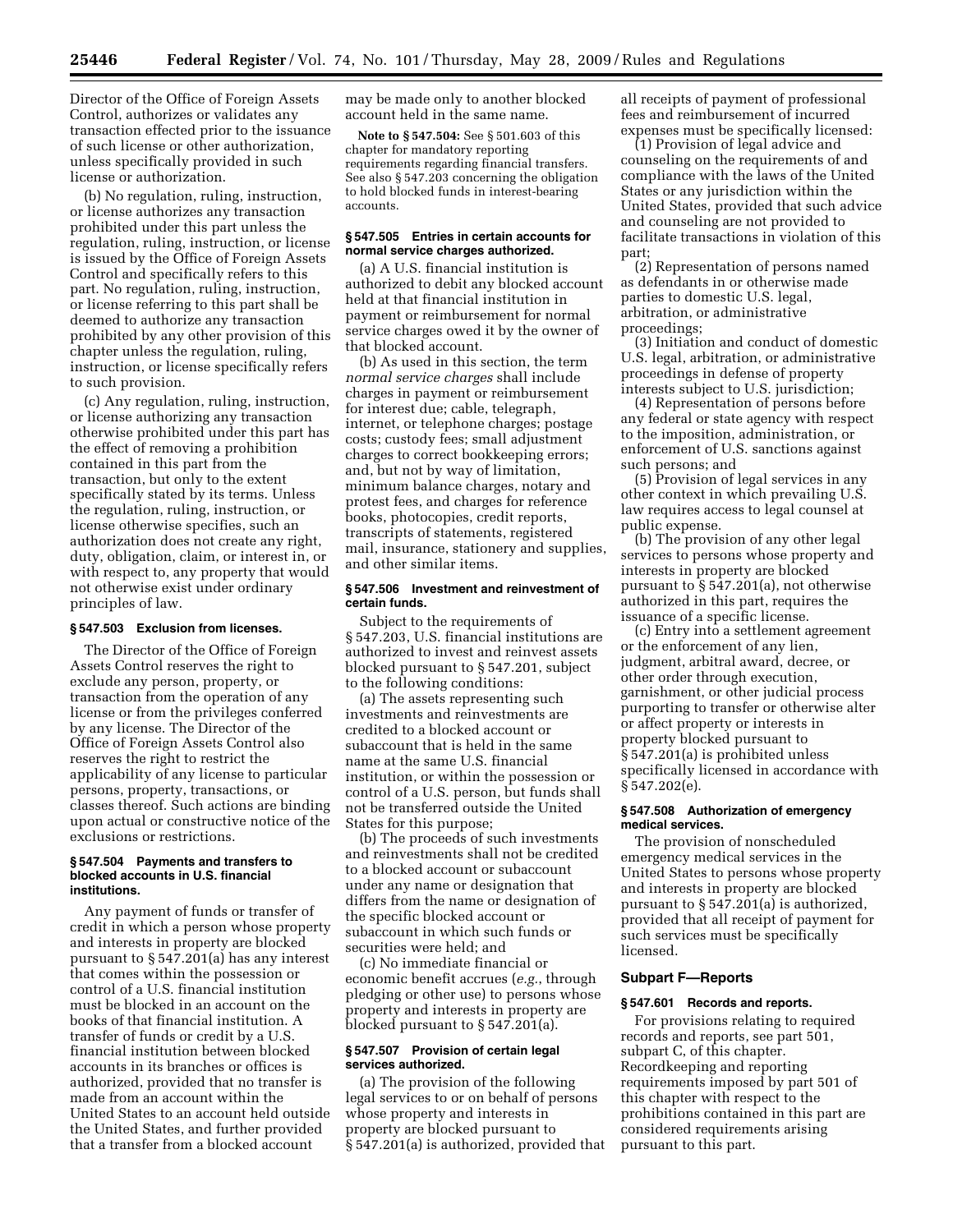Director of the Office of Foreign Assets Control, authorizes or validates any transaction effected prior to the issuance of such license or other authorization, unless specifically provided in such license or authorization.

(b) No regulation, ruling, instruction, or license authorizes any transaction prohibited under this part unless the regulation, ruling, instruction, or license is issued by the Office of Foreign Assets Control and specifically refers to this part. No regulation, ruling, instruction, or license referring to this part shall be deemed to authorize any transaction prohibited by any other provision of this chapter unless the regulation, ruling, instruction, or license specifically refers to such provision.

(c) Any regulation, ruling, instruction, or license authorizing any transaction otherwise prohibited under this part has the effect of removing a prohibition contained in this part from the transaction, but only to the extent specifically stated by its terms. Unless the regulation, ruling, instruction, or license otherwise specifies, such an authorization does not create any right, duty, obligation, claim, or interest in, or with respect to, any property that would not otherwise exist under ordinary principles of law.

#### § 547.503 Exclusion from licenses.

The Director of the Office of Foreign Assets Control reserves the right to exclude any person, property, or transaction from the operation of any license or from the privileges conferred by any license. The Director of the Office of Foreign Assets Control also reserves the right to restrict the applicability of any license to particular persons, property, transactions, or classes thereof. Such actions are binding upon actual or constructive notice of the exclusions or restrictions.

#### § 547.504 Payments and transfers to blocked accounts in U.S. financial institutions.

Any payment of funds or transfer of credit in which a person whose property and interests in property are blocked pursuant to § 547.201(a) has any interest that comes within the possession or control of a U.S. financial institution must be blocked in an account on the books of that financial institution. A transfer of funds or credit by a U.S. financial institution between blocked accounts in its branches or offices is authorized, provided that no transfer is made from an account within the United States to an account held outside the United States, and further provided that a transfer from a blocked account may be made only to another blocked account held in the same name.

**Note to § 547.504:** See § 501.603 of this chapter for mandatory reporting requirements regarding financial transfers. See also § 547.203 concerning the obligation to hold blocked funds in interest-bearing accounts.

#### § 547.505 Entries in certain accounts for normal service charges authorized.

(a) A U.S. financial institution is authorized to debit any blocked account held at that financial institution in payment or reimbursement for normal service charges owed it by the owner of that blocked account.

(b) As used in this section, the term *normal service charges* shall include charges in payment or reimbursement for interest due; cable, telegraph, internet, or telephone charges; postage costs; custody fees; small adjustment charges to correct bookkeeping errors; and, but not by way of limitation, minimum balance charges, notary and protest fees, and charges for reference books, photocopies, credit reports, transcripts of statements, registered mail, insurance, stationery and supplies, and other similar items.

#### § 547.506 Investment and reinvestment of certain funds.

Subject to the requirements of § 547.203, U.S. financial institutions are authorized to invest and reinvest assets blocked pursuant to § 547.201, subject to the following conditions:

(a) The assets representing such investments and reinvestments are credited to a blocked account or subaccount that is held in the same name at the same U.S. financial institution, or within the possession or control of a U.S. person, but funds shall not be transferred outside the United States for this purpose;

(b) The proceeds of such investments and reinvestments shall not be credited to a blocked account or subaccount under any name or designation that differs from the name or designation of the specific blocked account or subaccount in which such funds or securities were held; and

(c) No immediate financial or economic benefit accrues (*e.g.*, through pledging or other use) to persons whose property and interests in property are blocked pursuant to § 547.201(a).

#### § 547.507 Provision of certain legal services authorized.

(a) The provision of the following legal services to or on behalf of persons whose property and interests in property are blocked pursuant to § 547.201(a) is authorized, provided that all receipts of payment of professional fees and reimbursement of incurred expenses must be specifically licensed:

(1) Provision of legal advice and counseling on the requirements of and compliance with the laws of the United States or any jurisdiction within the United States, provided that such advice and counseling are not provided to facilitate transactions in violation of this part;

(2) Representation of persons named as defendants in or otherwise made parties to domestic U.S. legal, arbitration, or administrative proceedings;

(3) Initiation and conduct of domestic U.S. legal, arbitration, or administrative proceedings in defense of property interests subject to U.S. jurisdiction;

(4) Representation of persons before any federal or state agency with respect to the imposition, administration, or enforcement of U.S. sanctions against such persons; and

(5) Provision of legal services in any other context in which prevailing U.S. law requires access to legal counsel at public expense.

(b) The provision of any other legal services to persons whose property and interests in property are blocked pursuant to § 547.201(a), not otherwise authorized in this part, requires the issuance of a specific license.

(c) Entry into a settlement agreement or the enforcement of any lien, judgment, arbitral award, decree, or other order through execution, garnishment, or other judicial process purporting to transfer or otherwise alter or affect property or interests in property blocked pursuant to § 547.201(a) is prohibited unless specifically licensed in accordance with § 547.202(e).

#### § 547.508 Authorization of emergency medical services.

The provision of nonscheduled emergency medical services in the United States to persons whose property and interests in property are blocked pursuant to § 547.201(a) is authorized, provided that all receipt of payment for such services must be specifically licensed.

### Subpart F—Reports

#### § 547.601 Records and reports.

For provisions relating to required records and reports, see part 501, subpart C, of this chapter. Recordkeeping and reporting requirements imposed by part 501 of this chapter with respect to the prohibitions contained in this part are considered requirements arising pursuant to this part.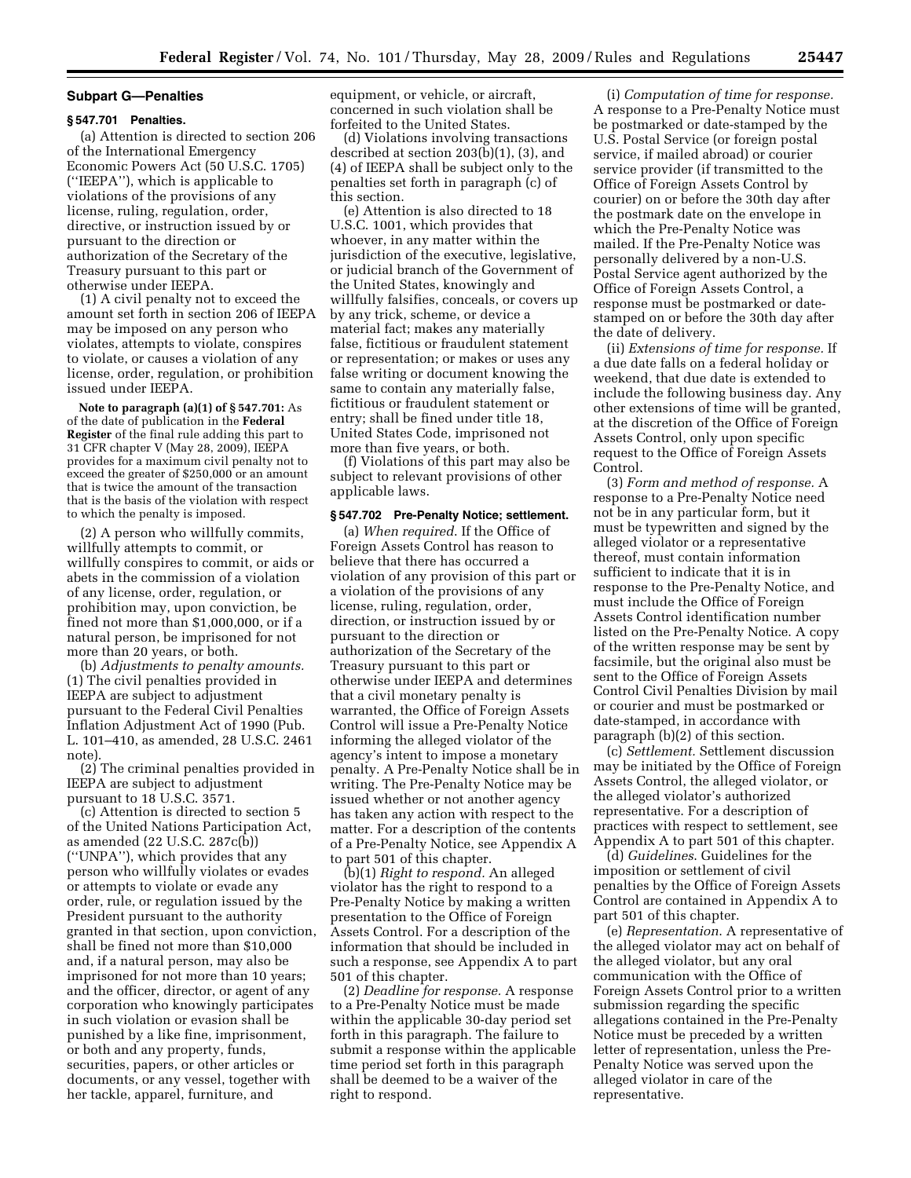## Subpart G—Penalties

### § 547.701 Penalties.

(a) Attention is directed to section 206 of the International Emergency Economic Powers Act (50 U.S.C. 1705) (''IEEPA''), which is applicable to violations of the provisions of any license, ruling, regulation, order, directive, or instruction issued by or pursuant to the direction or authorization of the Secretary of the Treasury pursuant to this part or otherwise under IEEPA.

(1) A civil penalty not to exceed the amount set forth in section 206 of IEEPA may be imposed on any person who violates, attempts to violate, conspires to violate, or causes a violation of any license, order, regulation, or prohibition issued under IEEPA.

**Note to paragraph (a)(1) of § 547.701:** As of the date of publication in the **Federal Register** of the final rule adding this part to 31 CFR chapter V (May 28, 2009), IEEPA provides for a maximum civil penalty not to exceed the greater of $250,000 or an amount that is twice the amount of the transaction that is the basis of the violation with respect to which the penalty is imposed.

(2) A person who willfully commits, willfully attempts to commit, or willfully conspires to commit, or aids or abets in the commission of a violation of any license, order, regulation, or prohibition may, upon conviction, be fined not more than $1,000,000, or if a natural person, be imprisoned for not more than 20 years, or both.

(b) *Adjustments to penalty amounts.* (1) The civil penalties provided in IEEPA are subject to adjustment pursuant to the Federal Civil Penalties Inflation Adjustment Act of 1990 (Pub. L. 101–410, as amended, 28 U.S.C. 2461 note).

(2) The criminal penalties provided in IEEPA are subject to adjustment pursuant to 18 U.S.C. 3571.

(c) Attention is directed to section 5 of the United Nations Participation Act, as amended (22 U.S.C. 287c(b)) (''UNPA''), which provides that any person who willfully violates or evades or attempts to violate or evade any order, rule, or regulation issued by the President pursuant to the authority granted in that section, upon conviction, shall be fined not more than $10,000 and, if a natural person, may also be imprisoned for not more than 10 years; and the officer, director, or agent of any corporation who knowingly participates in such violation or evasion shall be punished by a like fine, imprisonment, or both and any property, funds, securities, papers, or other articles or documents, or any vessel, together with her tackle, apparel, furniture, and equipment, or vehicle, or aircraft, concerned in such violation shall be forfeited to the United States.

(d) Violations involving transactions described at section 203(b)(1), (3), and (4) of IEEPA shall be subject only to the penalties set forth in paragraph (c) of this section.

(e) Attention is also directed to 18 U.S.C. 1001, which provides that whoever, in any matter within the jurisdiction of the executive, legislative, or judicial branch of the Government of the United States, knowingly and willfully falsifies, conceals, or covers up by any trick, scheme, or device a material fact; makes any materially false, fictitious or fraudulent statement or representation; or makes or uses any false writing or document knowing the same to contain any materially false, fictitious or fraudulent statement or entry; shall be fined under title 18, United States Code, imprisoned not more than five years, or both.

(f) Violations of this part may also be subject to relevant provisions of other applicable laws.

### § 547.702 Pre-Penalty Notice; settlement.

(a) *When required.* If the Office of Foreign Assets Control has reason to believe that there has occurred a violation of any provision of this part or a violation of the provisions of any license, ruling, regulation, order, direction, or instruction issued by or pursuant to the direction or authorization of the Secretary of the Treasury pursuant to this part or otherwise under IEEPA and determines that a civil monetary penalty is warranted, the Office of Foreign Assets Control will issue a Pre-Penalty Notice informing the alleged violator of the agency's intent to impose a monetary penalty. A Pre-Penalty Notice shall be in writing. The Pre-Penalty Notice may be issued whether or not another agency has taken any action with respect to the matter. For a description of the contents of a Pre-Penalty Notice, see Appendix A to part 501 of this chapter.

(b)(1) *Right to respond.* An alleged violator has the right to respond to a Pre-Penalty Notice by making a written presentation to the Office of Foreign Assets Control. For a description of the information that should be included in such a response, see Appendix A to part 501 of this chapter.

(2) *Deadline for response.* A response to a Pre-Penalty Notice must be made within the applicable 30-day period set forth in this paragraph. The failure to submit a response within the applicable time period set forth in this paragraph shall be deemed to be a waiver of the right to respond.

(i) *Computation of time for response.* A response to a Pre-Penalty Notice must be postmarked or date-stamped by the U.S. Postal Service (or foreign postal service, if mailed abroad) or courier service provider (if transmitted to the Office of Foreign Assets Control by courier) on or before the 30th day after the postmark date on the envelope in which the Pre-Penalty Notice was mailed. If the Pre-Penalty Notice was personally delivered by a non-U.S. Postal Service agent authorized by the Office of Foreign Assets Control, a response must be postmarked or date-stamped on or before the 30th day after the date of delivery.

(ii) *Extensions of time for response.* If a due date falls on a federal holiday or weekend, that due date is extended to include the following business day. Any other extensions of time will be granted, at the discretion of the Office of Foreign Assets Control, only upon specific request to the Office of Foreign Assets Control.

(3) *Form and method of response.* A response to a Pre-Penalty Notice need not be in any particular form, but it must be typewritten and signed by the alleged violator or a representative thereof, must contain information sufficient to indicate that it is in response to the Pre-Penalty Notice, and must include the Office of Foreign Assets Control identification number listed on the Pre-Penalty Notice. A copy of the written response may be sent by facsimile, but the original also must be sent to the Office of Foreign Assets Control Civil Penalties Division by mail or courier and must be postmarked or date-stamped, in accordance with paragraph (b)(2) of this section.

(c) *Settlement.* Settlement discussion may be initiated by the Office of Foreign Assets Control, the alleged violator, or the alleged violator's authorized representative. For a description of practices with respect to settlement, see Appendix A to part 501 of this chapter.

(d) *Guidelines.* Guidelines for the imposition or settlement of civil penalties by the Office of Foreign Assets Control are contained in Appendix A to part 501 of this chapter.

(e) *Representation.* A representative of the alleged violator may act on behalf of the alleged violator, but any oral communication with the Office of Foreign Assets Control prior to a written submission regarding the specific allegations contained in the Pre-Penalty Notice must be preceded by a written letter of representation, unless the Pre-Penalty Notice was served upon the alleged violator in care of the representative.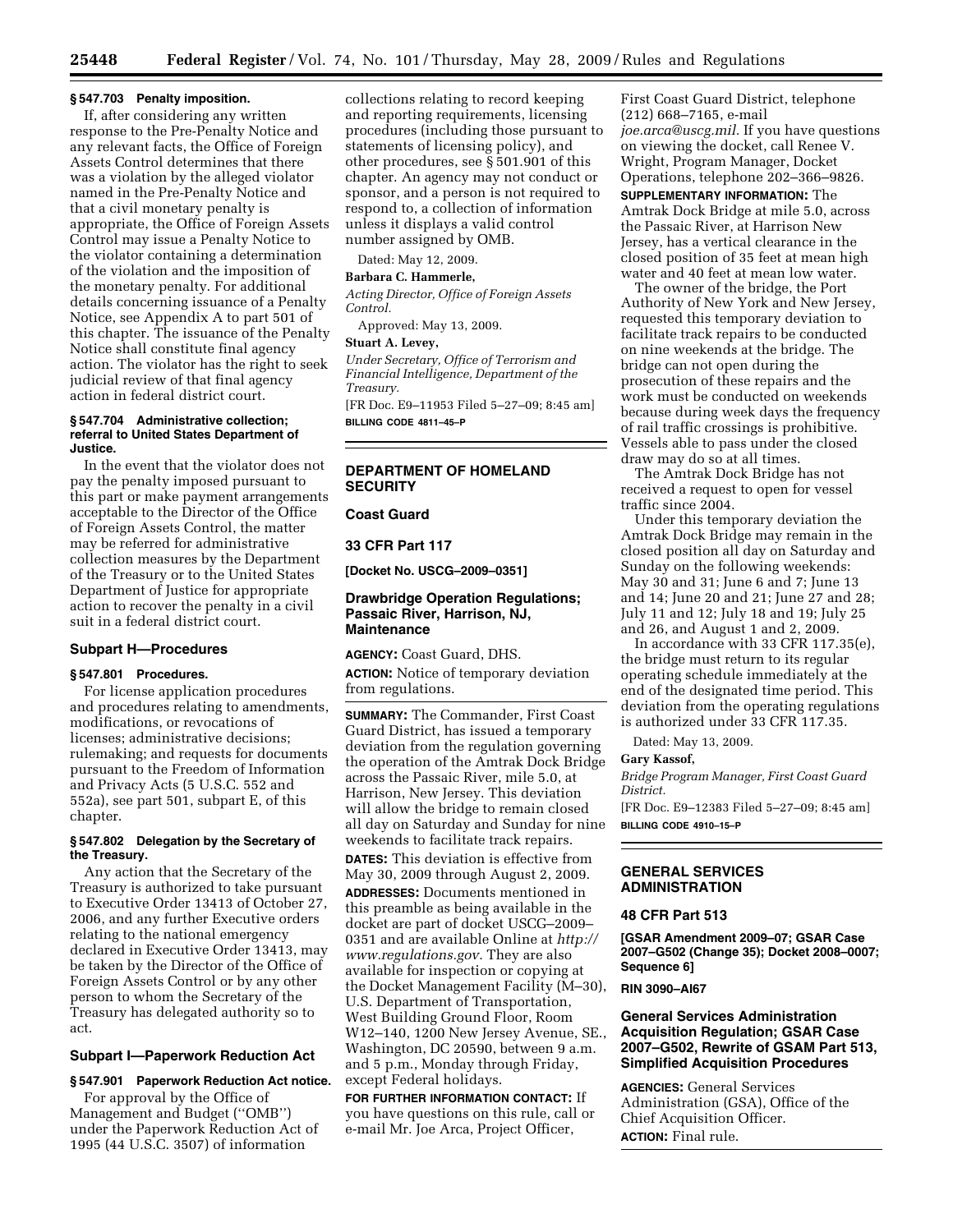### § 547.703 Penalty imposition.

If, after considering any written response to the Pre-Penalty Notice and any relevant facts, the Office of Foreign Assets Control determines that there was a violation by the alleged violator named in the Pre-Penalty Notice and that a civil monetary penalty is appropriate, the Office of Foreign Assets Control may issue a Penalty Notice to the violator containing a determination of the violation and the imposition of the monetary penalty. For additional details concerning issuance of a Penalty Notice, see Appendix A to part 501 of this chapter. The issuance of the Penalty Notice shall constitute final agency action. The violator has the right to seek judicial review of that final agency action in federal district court.

### § 547.704 Administrative collection; referral to United States Department of Justice.

In the event that the violator does not pay the penalty imposed pursuant to this part or make payment arrangements acceptable to the Director of the Office of Foreign Assets Control, the matter may be referred for administrative collection measures by the Department of the Treasury or to the United States Department of Justice for appropriate action to recover the penalty in a civil suit in a federal district court.

## Subpart H—Procedures

### § 547.801 Procedures.

For license application procedures and procedures relating to amendments, modifications, or revocations of licenses; administrative decisions; rulemaking; and requests for documents pursuant to the Freedom of Information and Privacy Acts (5 U.S.C. 552 and 552a), see part 501, subpart E, of this chapter.

### § 547.802 Delegation by the Secretary of the Treasury.

Any action that the Secretary of the Treasury is authorized to take pursuant to Executive Order 13413 of October 27, 2006, and any further Executive orders relating to the national emergency declared in Executive Order 13413, may be taken by the Director of the Office of Foreign Assets Control or by any other person to whom the Secretary of the Treasury has delegated authority so to act.

## Subpart I—Paperwork Reduction Act

### § 547.901 Paperwork Reduction Act notice.

For approval by the Office of Management and Budget (''OMB'') under the Paperwork Reduction Act of 1995 (44 U.S.C. 3507) of information collections relating to record keeping and reporting requirements, licensing procedures (including those pursuant to statements of licensing policy), and other procedures, see § 501.901 of this chapter. An agency may not conduct or sponsor, and a person is not required to respond to, a collection of information unless it displays a valid control number assigned by OMB.

Dated: May 12, 2009.

**Barbara C. Hammerle,**

*Acting Director, Office of Foreign Assets Control.*

Approved: May 13, 2009.

**Stuart A. Levey,**

*Under Secretary, Office of Terrorism and Financial Intelligence, Department of the Treasury.*

[FR Doc. E9–11953 Filed 5–27–09; 8:45 am]

**BILLING CODE 4811–45–P**

---

## DEPARTMENT OF HOMELAND SECURITY

### Coast Guard

### 33 CFR Part 117

**[Docket No. USCG–2009–0351]**

## Drawbridge Operation Regulations; Passaic River, Harrison, NJ, Maintenance

**AGENCY:** Coast Guard, DHS.

**ACTION:** Notice of temporary deviation from regulations.

**SUMMARY:** The Commander, First Coast Guard District, has issued a temporary deviation from the regulation governing the operation of the Amtrak Dock Bridge across the Passaic River, mile 5.0, at Harrison, New Jersey. This deviation will allow the bridge to remain closed all day on Saturday and Sunday for nine weekends to facilitate track repairs.

**DATES:** This deviation is effective from May 30, 2009 through August 2, 2009.

**ADDRESSES:** Documents mentioned in this preamble as being available in the docket are part of docket USCG–2009–0351 and are available Online at *http://www.regulations.gov.* They are also available for inspection or copying at the Docket Management Facility (M–30), U.S. Department of Transportation, West Building Ground Floor, Room W12–140, 1200 New Jersey Avenue, SE., Washington, DC 20590, between 9 a.m. and 5 p.m., Monday through Friday, except Federal holidays.

**FOR FURTHER INFORMATION CONTACT:** If you have questions on this rule, call or e-mail Mr. Joe Arca, Project Officer, First Coast Guard District, telephone (212) 668–7165, e-mail *joe.arca@uscg.mil.* If you have questions on viewing the docket, call Renee V. Wright, Program Manager, Docket Operations, telephone 202–366–9826.

**SUPPLEMENTARY INFORMATION:** The Amtrak Dock Bridge at mile 5.0, across the Passaic River, at Harrison New Jersey, has a vertical clearance in the closed position of 35 feet at mean high water and 40 feet at mean low water.

The owner of the bridge, the Port Authority of New York and New Jersey, requested this temporary deviation to facilitate track repairs to be conducted on nine weekends at the bridge. The bridge can not open during the prosecution of these repairs and the work must be conducted on weekends because during week days the frequency of rail traffic crossings is prohibitive. Vessels able to pass under the closed draw may do so at all times.

The Amtrak Dock Bridge has not received a request to open for vessel traffic since 2004.

Under this temporary deviation the Amtrak Dock Bridge may remain in the closed position all day on Saturday and Sunday on the following weekends: May 30 and 31; June 6 and 7; June 13 and 14; June 20 and 21; June 27 and 28; July 11 and 12; July 18 and 19; July 25 and 26, and August 1 and 2, 2009.

In accordance with 33 CFR 117.35(e), the bridge must return to its regular operating schedule immediately at the end of the designated time period. This deviation from the operating regulations is authorized under 33 CFR 117.35.

Dated: May 13, 2009.

**Gary Kassof,**

*Bridge Program Manager, First Coast Guard District.*

[FR Doc. E9–12383 Filed 5–27–09; 8:45 am]

**BILLING CODE 4910–15–P**

---

## GENERAL SERVICES ADMINISTRATION

### 48 CFR Part 513

**[GSAR Amendment 2009–07; GSAR Case 2007–G502 (Change 35); Docket 2008–0007; Sequence 6]**

**RIN 3090–AI67**

## General Services Administration Acquisition Regulation; GSAR Case 2007–G502, Rewrite of GSAM Part 513, Simplified Acquisition Procedures

**AGENCIES:** General Services Administration (GSA), Office of the Chief Acquisition Officer.

**ACTION:** Final rule.